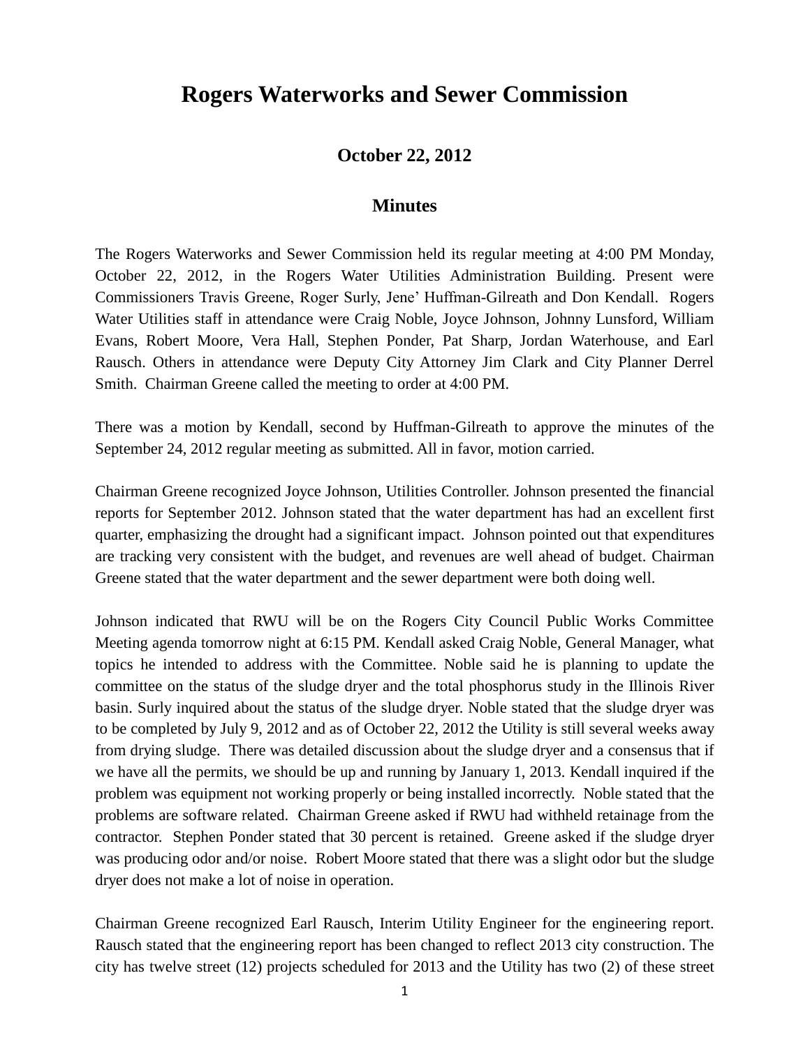# Rogers Waterworks and Sewer Commission

## October 22, 2012

## Minutes

The Rogers Waterworks and Sewer Commission held its regular meeting at 4:00 PM Monday, October 22, 2012, in the Rogers Water Utilities Administration Building. Present were Commissioners Travis Greene, Roger Surly, Jene' Huffman-Gilreath and Don Kendall. Rogers Water Utilities staff in attendance were Craig Noble, Joyce Johnson, Johnny Lunsford, William Evans, Robert Moore, Vera Hall, Stephen Ponder, Pat Sharp, Jordan Waterhouse, and Earl Rausch. Others in attendance were Deputy City Attorney Jim Clark and City Planner Derrel Smith. Chairman Greene called the meeting to order at 4:00 PM.

There was a motion by Kendall, second by Huffman-Gilreath to approve the minutes of the September 24, 2012 regular meeting as submitted. All in favor, motion carried.

Chairman Greene recognized Joyce Johnson, Utilities Controller. Johnson presented the financial reports for September 2012. Johnson stated that the water department has had an excellent first quarter, emphasizing the drought had a significant impact. Johnson pointed out that expenditures are tracking very consistent with the budget, and revenues are well ahead of budget. Chairman Greene stated that the water department and the sewer department were both doing well.

Johnson indicated that RWU will be on the Rogers City Council Public Works Committee Meeting agenda tomorrow night at 6:15 PM. Kendall asked Craig Noble, General Manager, what topics he intended to address with the Committee. Noble said he is planning to update the committee on the status of the sludge dryer and the total phosphorus study in the Illinois River basin. Surly inquired about the status of the sludge dryer. Noble stated that the sludge dryer was to be completed by July 9, 2012 and as of October 22, 2012 the Utility is still several weeks away from drying sludge. There was detailed discussion about the sludge dryer and a consensus that if we have all the permits, we should be up and running by January 1, 2013. Kendall inquired if the problem was equipment not working properly or being installed incorrectly. Noble stated that the problems are software related. Chairman Greene asked if RWU had withheld retainage from the contractor. Stephen Ponder stated that 30 percent is retained. Greene asked if the sludge dryer was producing odor and/or noise. Robert Moore stated that there was a slight odor but the sludge dryer does not make a lot of noise in operation.

Chairman Greene recognized Earl Rausch, Interim Utility Engineer for the engineering report. Rausch stated that the engineering report has been changed to reflect 2013 city construction. The city has twelve street (12) projects scheduled for 2013 and the Utility has two (2) of these street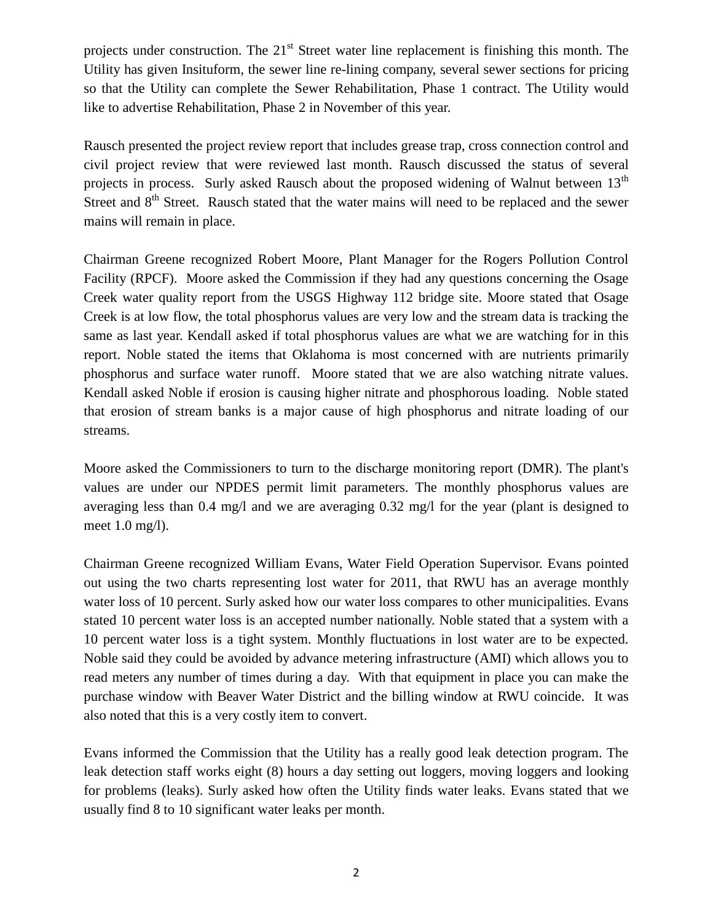projects under construction. The 21st Street water line replacement is finishing this month. The Utility has given Insituform, the sewer line re-lining company, several sewer sections for pricing so that the Utility can complete the Sewer Rehabilitation, Phase 1 contract. The Utility would like to advertise Rehabilitation, Phase 2 in November of this year.

Rausch presented the project review report that includes grease trap, cross connection control and civil project review that were reviewed last month. Rausch discussed the status of several projects in process. Surly asked Rausch about the proposed widening of Walnut between 13th Street and 8th Street. Rausch stated that the water mains will need to be replaced and the sewer mains will remain in place.

Chairman Greene recognized Robert Moore, Plant Manager for the Rogers Pollution Control Facility (RPCF). Moore asked the Commission if they had any questions concerning the Osage Creek water quality report from the USGS Highway 112 bridge site. Moore stated that Osage Creek is at low flow, the total phosphorus values are very low and the stream data is tracking the same as last year. Kendall asked if total phosphorus values are what we are watching for in this report. Noble stated the items that Oklahoma is most concerned with are nutrients primarily phosphorus and surface water runoff. Moore stated that we are also watching nitrate values. Kendall asked Noble if erosion is causing higher nitrate and phosphorous loading. Noble stated that erosion of stream banks is a major cause of high phosphorus and nitrate loading of our streams.

Moore asked the Commissioners to turn to the discharge monitoring report (DMR). The plant's values are under our NPDES permit limit parameters. The monthly phosphorus values are averaging less than 0.4 mg/l and we are averaging 0.32 mg/l for the year (plant is designed to meet 1.0 mg/l).

Chairman Greene recognized William Evans, Water Field Operation Supervisor. Evans pointed out using the two charts representing lost water for 2011, that RWU has an average monthly water loss of 10 percent. Surly asked how our water loss compares to other municipalities. Evans stated 10 percent water loss is an accepted number nationally. Noble stated that a system with a 10 percent water loss is a tight system. Monthly fluctuations in lost water are to be expected. Noble said they could be avoided by advance metering infrastructure (AMI) which allows you to read meters any number of times during a day. With that equipment in place you can make the purchase window with Beaver Water District and the billing window at RWU coincide. It was also noted that this is a very costly item to convert.

Evans informed the Commission that the Utility has a really good leak detection program. The leak detection staff works eight (8) hours a day setting out loggers, moving loggers and looking for problems (leaks). Surly asked how often the Utility finds water leaks. Evans stated that we usually find 8 to 10 significant water leaks per month.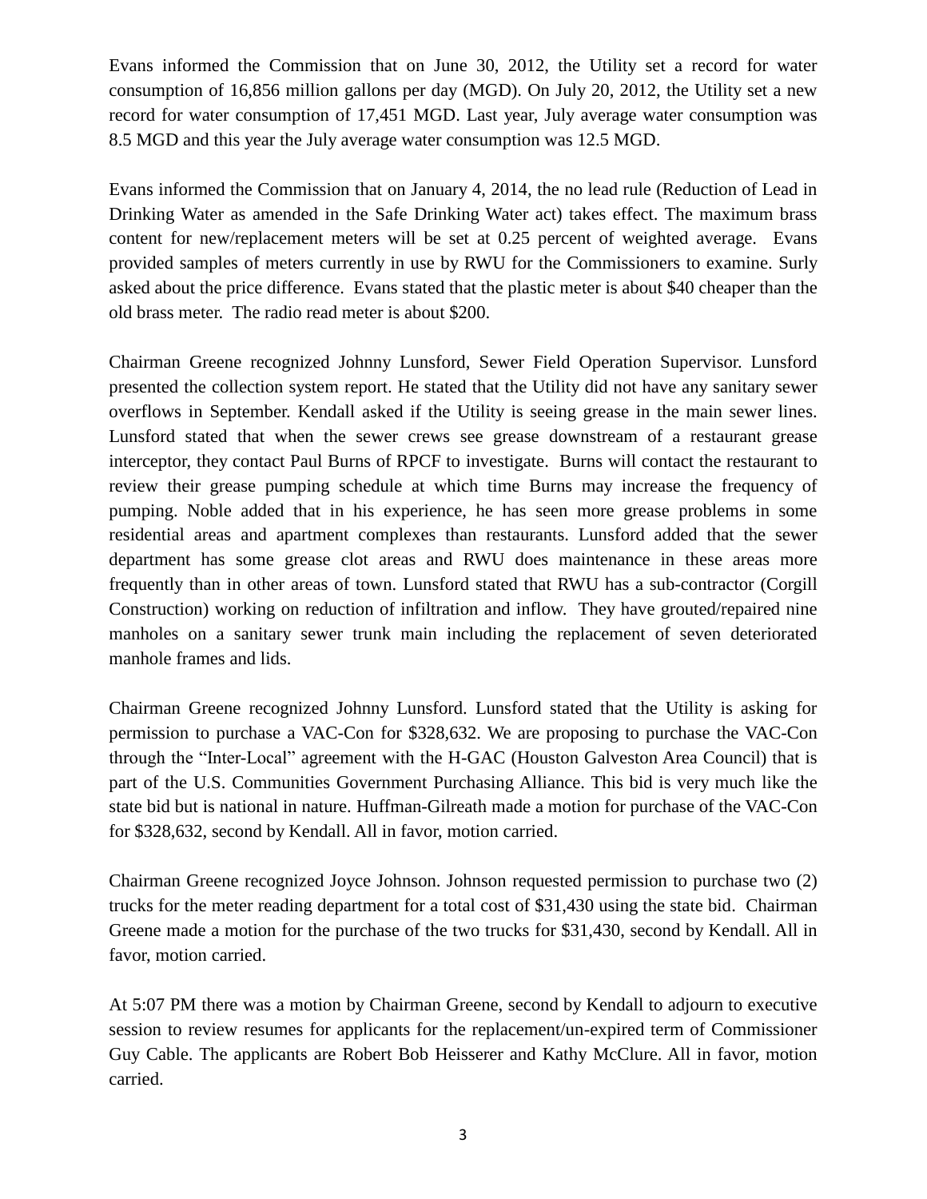Evans informed the Commission that on June 30, 2012, the Utility set a record for water consumption of 16,856 million gallons per day (MGD). On July 20, 2012, the Utility set a new record for water consumption of 17,451 MGD. Last year, July average water consumption was 8.5 MGD and this year the July average water consumption was 12.5 MGD.

Evans informed the Commission that on January 4, 2014, the no lead rule (Reduction of Lead in Drinking Water as amended in the Safe Drinking Water act) takes effect. The maximum brass content for new/replacement meters will be set at 0.25 percent of weighted average. Evans provided samples of meters currently in use by RWU for the Commissioners to examine. Surly asked about the price difference. Evans stated that the plastic meter is about $40 cheaper than the old brass meter. The radio read meter is about $200.

Chairman Greene recognized Johnny Lunsford, Sewer Field Operation Supervisor. Lunsford presented the collection system report. He stated that the Utility did not have any sanitary sewer overflows in September. Kendall asked if the Utility is seeing grease in the main sewer lines. Lunsford stated that when the sewer crews see grease downstream of a restaurant grease interceptor, they contact Paul Burns of RPCF to investigate. Burns will contact the restaurant to review their grease pumping schedule at which time Burns may increase the frequency of pumping. Noble added that in his experience, he has seen more grease problems in some residential areas and apartment complexes than restaurants. Lunsford added that the sewer department has some grease clot areas and RWU does maintenance in these areas more frequently than in other areas of town. Lunsford stated that RWU has a sub-contractor (Corgill Construction) working on reduction of infiltration and inflow. They have grouted/repaired nine manholes on a sanitary sewer trunk main including the replacement of seven deteriorated manhole frames and lids.

Chairman Greene recognized Johnny Lunsford. Lunsford stated that the Utility is asking for permission to purchase a VAC-Con for $328,632. We are proposing to purchase the VAC-Con through the "Inter-Local" agreement with the H-GAC (Houston Galveston Area Council) that is part of the U.S. Communities Government Purchasing Alliance. This bid is very much like the state bid but is national in nature. Huffman-Gilreath made a motion for purchase of the VAC-Con for $328,632, second by Kendall. All in favor, motion carried.

Chairman Greene recognized Joyce Johnson. Johnson requested permission to purchase two (2) trucks for the meter reading department for a total cost of $31,430 using the state bid. Chairman Greene made a motion for the purchase of the two trucks for $31,430, second by Kendall. All in favor, motion carried.

At 5:07 PM there was a motion by Chairman Greene, second by Kendall to adjourn to executive session to review resumes for applicants for the replacement/un-expired term of Commissioner Guy Cable. The applicants are Robert Bob Heisserer and Kathy McClure. All in favor, motion carried.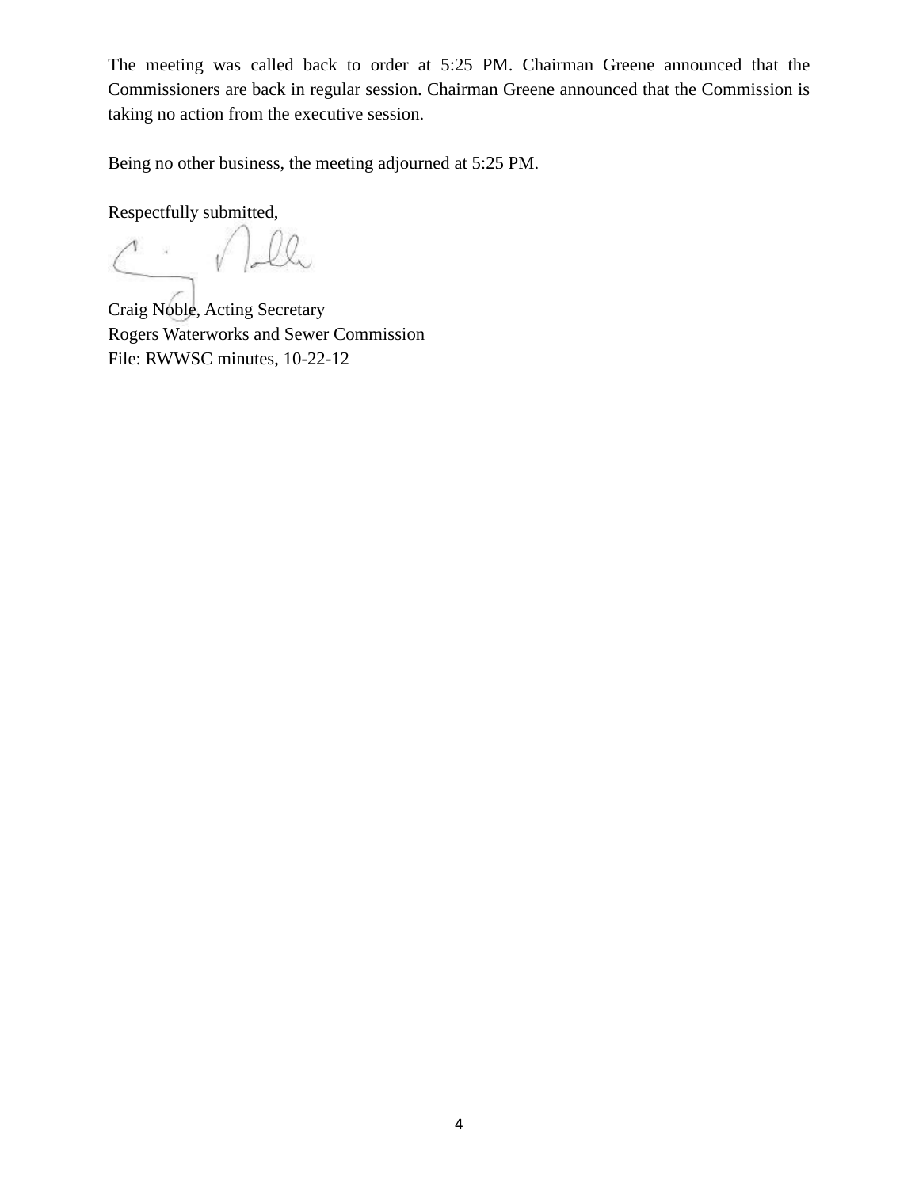The meeting was called back to order at 5:25 PM. Chairman Greene announced that the Commissioners are back in regular session. Chairman Greene announced that the Commission is taking no action from the executive session.

Being no other business, the meeting adjourned at 5:25 PM.

Respectfully submitted,

Craig Noble, Acting Secretary
Rogers Waterworks and Sewer Commission
File: RWWSC minutes, 10-22-12